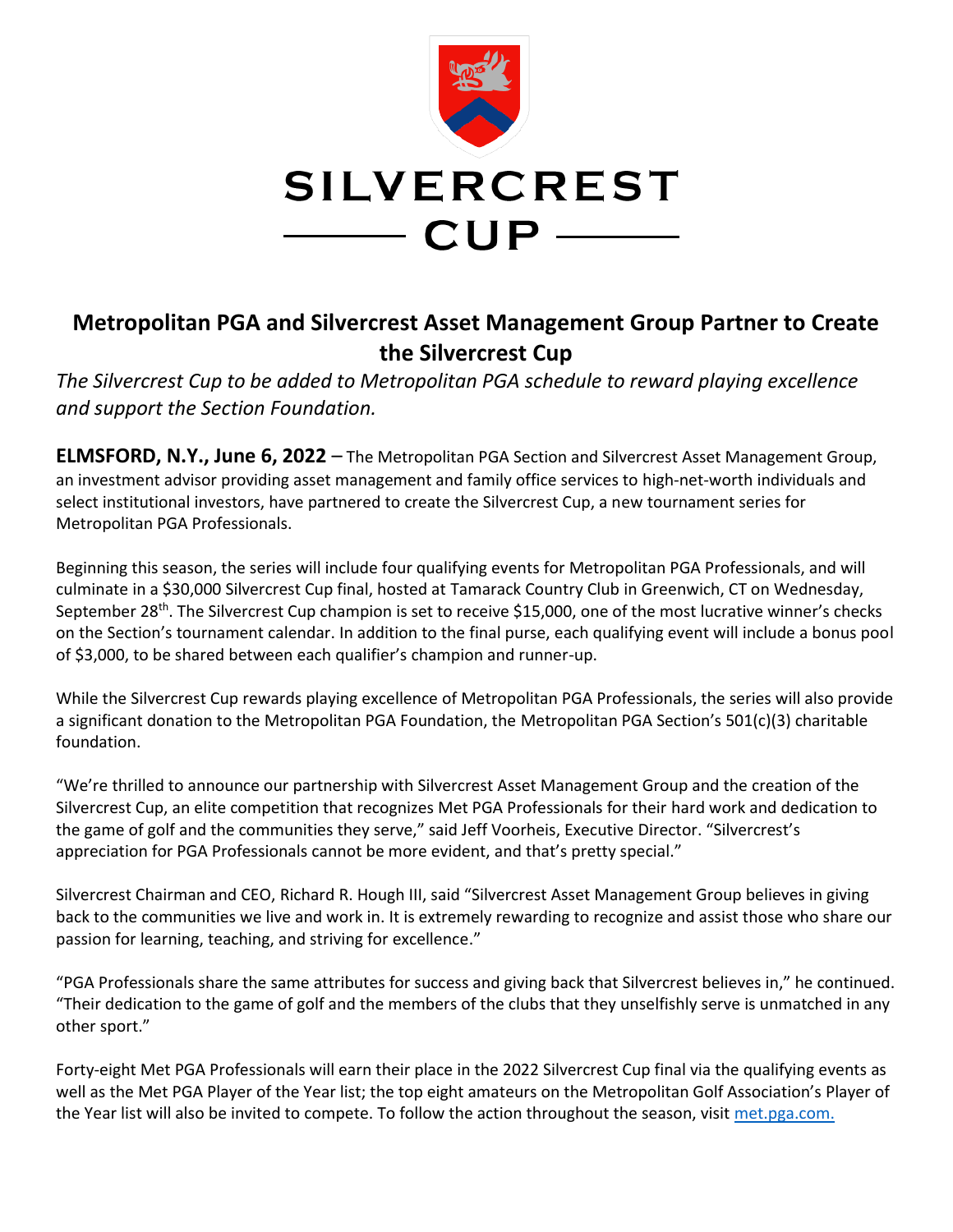SILVERCREST

CUP

# Metropolitan PGA and Silvercrest Asset Management Group Partner to Create the Silvercrest Cup

*The Silvercrest Cup to be added to Metropolitan PGA schedule to reward playing excellence and support the Section Foundation.*

**ELMSFORD, N.Y., June 6, 2022** – The Metropolitan PGA Section and Silvercrest Asset Management Group, an investment advisor providing asset management and family office services to high-net-worth individuals and select institutional investors, have partnered to create the Silvercrest Cup, a new tournament series for Metropolitan PGA Professionals.

Beginning this season, the series will include four qualifying events for Metropolitan PGA Professionals, and will culminate in a $30,000 Silvercrest Cup final, hosted at Tamarack Country Club in Greenwich, CT on Wednesday, September 28th. The Silvercrest Cup champion is set to receive $15,000, one of the most lucrative winner's checks on the Section's tournament calendar. In addition to the final purse, each qualifying event will include a bonus pool of $3,000, to be shared between each qualifier's champion and runner-up.

While the Silvercrest Cup rewards playing excellence of Metropolitan PGA Professionals, the series will also provide a significant donation to the Metropolitan PGA Foundation, the Metropolitan PGA Section's 501(c)(3) charitable foundation.

"We're thrilled to announce our partnership with Silvercrest Asset Management Group and the creation of the Silvercrest Cup, an elite competition that recognizes Met PGA Professionals for their hard work and dedication to the game of golf and the communities they serve," said Jeff Voorheis, Executive Director. "Silvercrest's appreciation for PGA Professionals cannot be more evident, and that's pretty special."

Silvercrest Chairman and CEO, Richard R. Hough III, said "Silvercrest Asset Management Group believes in giving back to the communities we live and work in. It is extremely rewarding to recognize and assist those who share our passion for learning, teaching, and striving for excellence."

"PGA Professionals share the same attributes for success and giving back that Silvercrest believes in," he continued. "Their dedication to the game of golf and the members of the clubs that they unselfishly serve is unmatched in any other sport."

Forty-eight Met PGA Professionals will earn their place in the 2022 Silvercrest Cup final via the qualifying events as well as the Met PGA Player of the Year list; the top eight amateurs on the Metropolitan Golf Association's Player of the Year list will also be invited to compete. To follow the action throughout the season, visit [met.pga.com.](met.pga.com)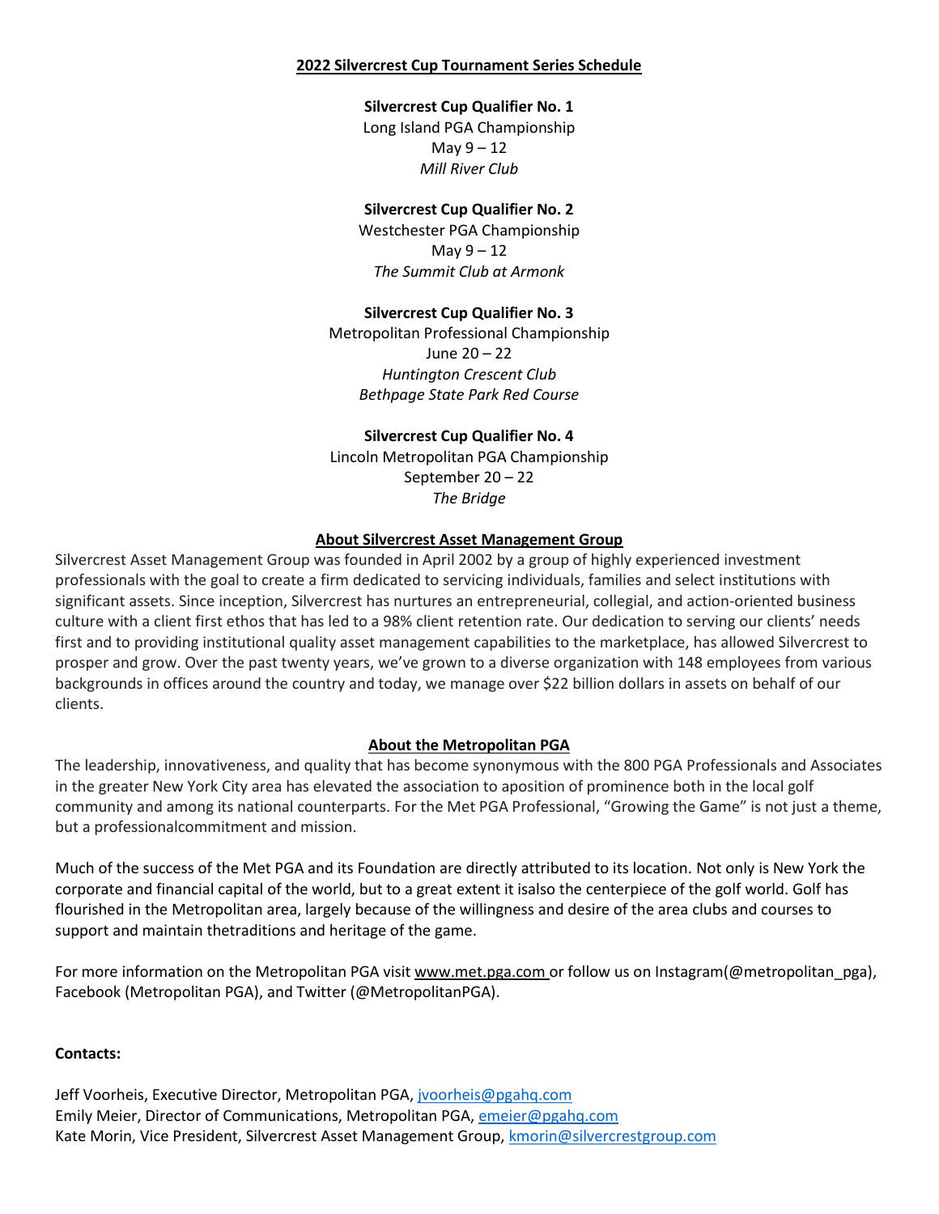**2022 Silvercrest Cup Tournament Series Schedule**

**Silvercrest Cup Qualifier No. 1**
Long Island PGA Championship
May 9 – 12
*Mill River Club*

**Silvercrest Cup Qualifier No. 2**
Westchester PGA Championship
May 9 – 12
*The Summit Club at Armonk*

**Silvercrest Cup Qualifier No. 3**
Metropolitan Professional Championship
June 20 – 22
*Huntington Crescent Club*
*Bethpage State Park Red Course*

**Silvercrest Cup Qualifier No. 4**
Lincoln Metropolitan PGA Championship
September 20 – 22
*The Bridge*

**About Silvercrest Asset Management Group**

Silvercrest Asset Management Group was founded in April 2002 by a group of highly experienced investment professionals with the goal to create a firm dedicated to servicing individuals, families and select institutions with significant assets. Since inception, Silvercrest has nurtures an entrepreneurial, collegial, and action-oriented business culture with a client first ethos that has led to a 98% client retention rate. Our dedication to serving our clients' needs first and to providing institutional quality asset management capabilities to the marketplace, has allowed Silvercrest to prosper and grow. Over the past twenty years, we've grown to a diverse organization with 148 employees from various backgrounds in offices around the country and today, we manage over $22 billion dollars in assets on behalf of our clients.

**About the Metropolitan PGA**

The leadership, innovativeness, and quality that has become synonymous with the 800 PGA Professionals and Associates in the greater New York City area has elevated the association to aposition of prominence both in the local golf community and among its national counterparts. For the Met PGA Professional, "Growing the Game" is not just a theme, but a professionalcommitment and mission.

Much of the success of the Met PGA and its Foundation are directly attributed to its location. Not only is New York the corporate and financial capital of the world, but to a great extent it isalso the centerpiece of the golf world. Golf has flourished in the Metropolitan area, largely because of the willingness and desire of the area clubs and courses to support and maintain thetraditions and heritage of the game.

For more information on the Metropolitan PGA visit www.met.pga.com or follow us on Instagram(@metropolitan_pga), Facebook (Metropolitan PGA), and Twitter (@MetropolitanPGA).

**Contacts:**

Jeff Voorheis, Executive Director, Metropolitan PGA, jvoorheis@pgahq.com
Emily Meier, Director of Communications, Metropolitan PGA, emeier@pgahq.com
Kate Morin, Vice President, Silvercrest Asset Management Group, kmorin@silvercrestgroup.com